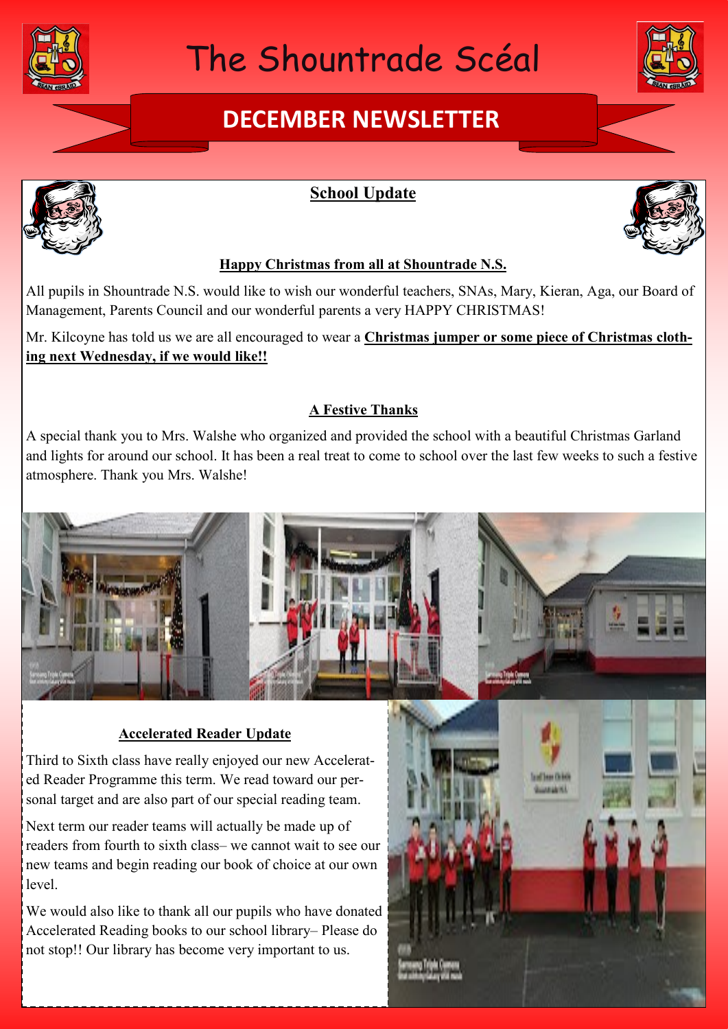# The Shountrade Scéal

## DECEMBER NEWSLETTER

### School Update

**Happy Christmas from all at Shountrade N.S.**

All pupils in Shountrade N.S. would like to wish our wonderful teachers, SNAs, Mary, Kieran, Aga, our Board of Management, Parents Council and our wonderful parents a very HAPPY CHRISTMAS!

Mr. Kilcoyne has told us we are all encouraged to wear a **Christmas jumper or some piece of Christmas clothing next Wednesday, if we would like!!**

**A Festive Thanks**

A special thank you to Mrs. Walshe who organized and provided the school with a beautiful Christmas Garland and lights for around our school. It has been a real treat to come to school over the last few weeks to such a festive atmosphere. Thank you Mrs. Walshe!

**Accelerated Reader Update**

Third to Sixth class have really enjoyed our new Accelerated Reader Programme this term. We read toward our personal target and are also part of our special reading team.

Next term our reader teams will actually be made up of readers from fourth to sixth class– we cannot wait to see our new teams and begin reading our book of choice at our own level.

We would also like to thank all our pupils who have donated Accelerated Reading books to our school library– Please do not stop!! Our library has become very important to us.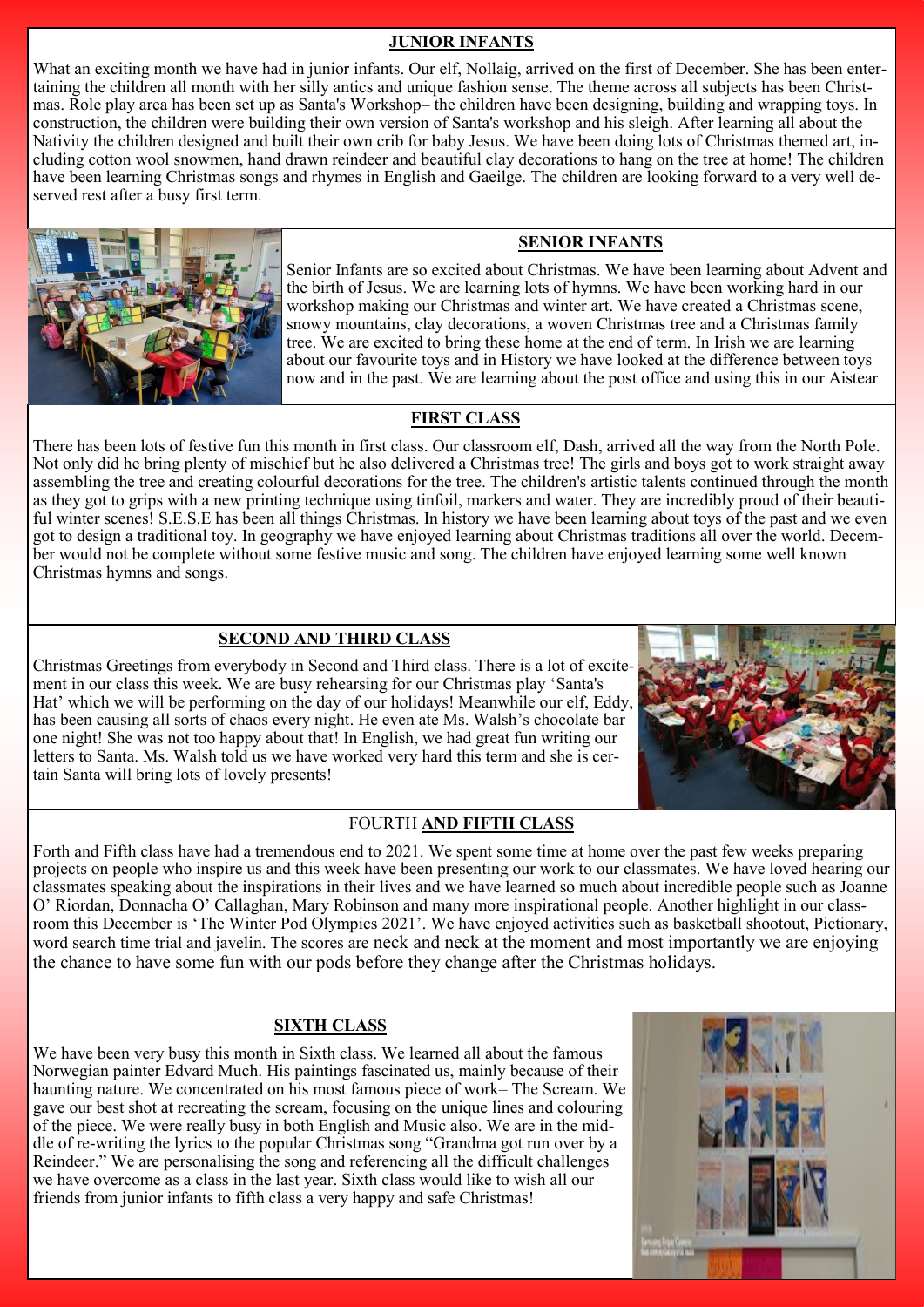## JUNIOR INFANTS

What an exciting month we have had in junior infants. Our elf, Nollaig, arrived on the first of December. She has been entertaining the children all month with her silly antics and unique fashion sense. The theme across all subjects has been Christmas. Role play area has been set up as Santa's Workshop– the children have been designing, building and wrapping toys. In construction, the children were building their own version of Santa's workshop and his sleigh. After learning all about the Nativity the children designed and built their own crib for baby Jesus. We have been doing lots of Christmas themed art, including cotton wool snowmen, hand drawn reindeer and beautiful clay decorations to hang on the tree at home! The children have been learning Christmas songs and rhymes in English and Gaeilge. The children are looking forward to a very well deserved rest after a busy first term.

## SENIOR INFANTS

Senior Infants are so excited about Christmas. We have been learning about Advent and the birth of Jesus. We are learning lots of hymns. We have been working hard in our workshop making our Christmas and winter art. We have created a Christmas scene, snowy mountains, clay decorations, a woven Christmas tree and a Christmas family tree. We are excited to bring these home at the end of term. In Irish we are learning about our favourite toys and in History we have looked at the difference between toys now and in the past. We are learning about the post office and using this in our Aistear

## FIRST CLASS

There has been lots of festive fun this month in first class. Our classroom elf, Dash, arrived all the way from the North Pole. Not only did he bring plenty of mischief but he also delivered a Christmas tree! The girls and boys got to work straight away assembling the tree and creating colourful decorations for the tree. The children's artistic talents continued through the month as they got to grips with a new printing technique using tinfoil, markers and water. They are incredibly proud of their beautiful winter scenes! S.E.S.E has been all things Christmas. In history we have been learning about toys of the past and we even got to design a traditional toy. In geography we have enjoyed learning about Christmas traditions all over the world. December would not be complete without some festive music and song. The children have enjoyed learning some well known Christmas hymns and songs.

## SECOND AND THIRD CLASS

Christmas Greetings from everybody in Second and Third class. There is a lot of excitement in our class this week. We are busy rehearsing for our Christmas play 'Santa's Hat' which we will be performing on the day of our holidays! Meanwhile our elf, Eddy, has been causing all sorts of chaos every night. He even ate Ms. Walsh's chocolate bar one night! She was not too happy about that! In English, we had great fun writing our letters to Santa. Ms. Walsh told us we have worked very hard this term and she is certain Santa will bring lots of lovely presents!

## FOURTH AND FIFTH CLASS

Forth and Fifth class have had a tremendous end to 2021. We spent some time at home over the past few weeks preparing projects on people who inspire us and this week have been presenting our work to our classmates. We have loved hearing our classmates speaking about the inspirations in their lives and we have learned so much about incredible people such as Joanne O' Riordan, Donnacha O' Callaghan, Mary Robinson and many more inspirational people. Another highlight in our classroom this December is 'The Winter Pod Olympics 2021'. We have enjoyed activities such as basketball shootout, Pictionary, word search time trial and javelin. The scores are neck and neck at the moment and most importantly we are enjoying the chance to have some fun with our pods before they change after the Christmas holidays.

## SIXTH CLASS

We have been very busy this month in Sixth class. We learned all about the famous Norwegian painter Edvard Much. His paintings fascinated us, mainly because of their haunting nature. We concentrated on his most famous piece of work– The Scream. We gave our best shot at recreating the scream, focusing on the unique lines and colouring of the piece. We were really busy in both English and Music also. We are in the middle of re-writing the lyrics to the popular Christmas song "Grandma got run over by a Reindeer." We are personalising the song and referencing all the difficult challenges we have overcome as a class in the last year. Sixth class would like to wish all our friends from junior infants to fifth class a very happy and safe Christmas!